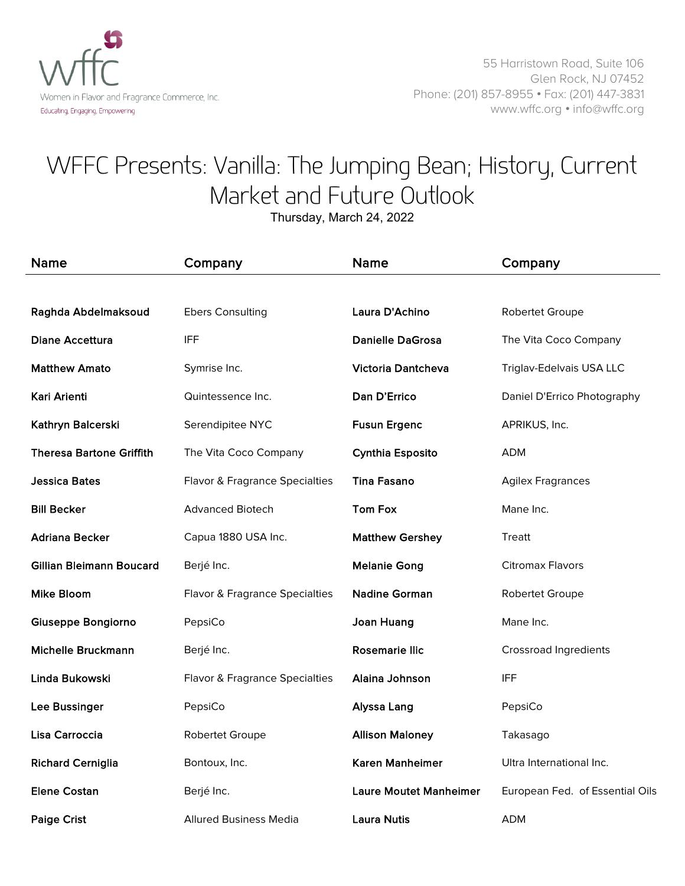wffc

Women in Flavor and Fragrance Commerce, Inc.

Educating, Engaging, Empowering

55 Harristown Road, Suite 106
Glen Rock, NJ 07452
Phone: (201) 857-8955 • Fax: (201) 447-3831
www.wffc.org • info@wffc.org

# WFFC Presents: Vanilla: The Jumping Bean; History, Current Market and Future Outlook

Thursday, March 24, 2022

| Name | Company | Name | Company |
|---|---|---|---|
| **Raghda Abdelmaksoud** | Ebers Consulting | **Laura D'Achino** | Robertet Groupe |
| **Diane Accettura** | IFF | **Danielle DaGrosa** | The Vita Coco Company |
| **Matthew Amato** | Symrise Inc. | **Victoria Dantcheva** | Triglav-Edelvais USA LLC |
| **Kari Arienti** | Quintessence Inc. | **Dan D'Errico** | Daniel D'Errico Photography |
| **Kathryn Balcerski** | Serendipitee NYC | **Fusun Ergenc** | APRIKUS, Inc. |
| **Theresa Bartone Griffith** | The Vita Coco Company | **Cynthia Esposito** | ADM |
| **Jessica Bates** | Flavor & Fragrance Specialties | **Tina Fasano** | Agilex Fragrances |
| **Bill Becker** | Advanced Biotech | **Tom Fox** | Mane Inc. |
| **Adriana Becker** | Capua 1880 USA Inc. | **Matthew Gershey** | Treatt |
| **Gillian Bleimann Boucard** | Berjé Inc. | **Melanie Gong** | Citromax Flavors |
| **Mike Bloom** | Flavor & Fragrance Specialties | **Nadine Gorman** | Robertet Groupe |
| **Giuseppe Bongiorno** | PepsiCo | **Joan Huang** | Mane Inc. |
| **Michelle Bruckmann** | Berjé Inc. | **Rosemarie Ilic** | Crossroad Ingredients |
| **Linda Bukowski** | Flavor & Fragrance Specialties | **Alaina Johnson** | IFF |
| **Lee Bussinger** | PepsiCo | **Alyssa Lang** | PepsiCo |
| **Lisa Carroccia** | Robertet Groupe | **Allison Maloney** | Takasago |
| **Richard Cerniglia** | Bontoux, Inc. | **Karen Manheimer** | Ultra International Inc. |
| **Elene Costan** | Berjé Inc. | **Laure Moutet Manheimer** | European Fed. of Essential Oils |
| **Paige Crist** | Allured Business Media | **Laura Nutis** | ADM |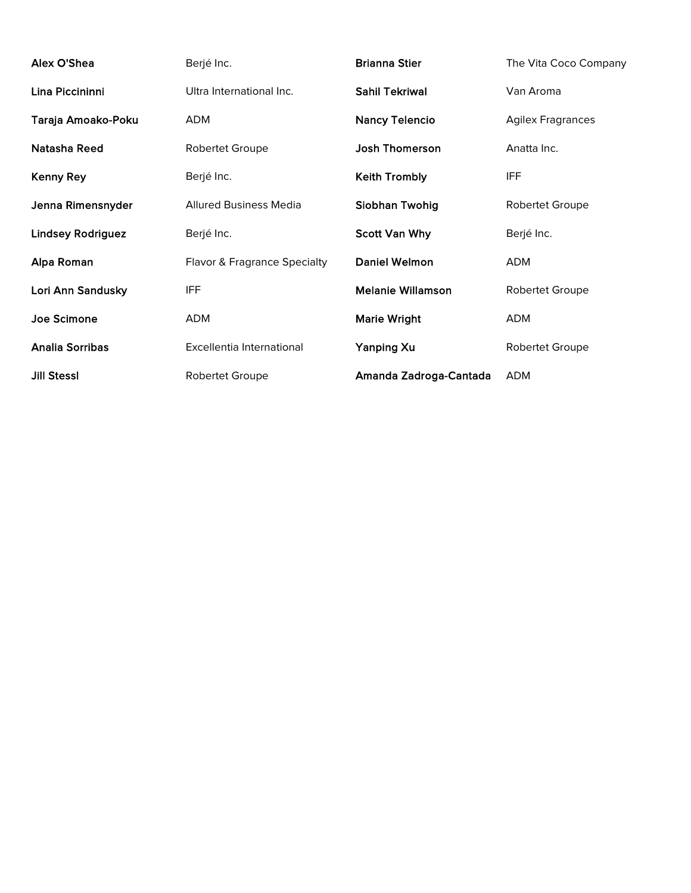| | |
|---|---|
| **Alex O'Shea** | Berjé Inc. |
| **Lina Piccininni** | Ultra International Inc. |
| **Taraja Amoako-Poku** | ADM |
| **Natasha Reed** | Robertet Groupe |
| **Kenny Rey** | Berjé Inc. |
| **Jenna Rimensnyder** | Allured Business Media |
| **Lindsey Rodriguez** | Berjé Inc. |
| **Alpa Roman** | Flavor & Fragrance Specialty |
| **Lori Ann Sandusky** | IFF |
| **Joe Scimone** | ADM |
| **Analia Sorribas** | Excellentia International |
| **Jill Stessl** | Robertet Groupe |
| **Brianna Stier** | The Vita Coco Company |
| **Sahil Tekriwal** | Van Aroma |
| **Nancy Telencio** | Agilex Fragrances |
| **Josh Thomerson** | Anatta Inc. |
| **Keith Trombly** | IFF |
| **Siobhan Twohig** | Robertet Groupe |
| **Scott Van Why** | Berjé Inc. |
| **Daniel Welmon** | ADM |
| **Melanie Willamson** | Robertet Groupe |
| **Marie Wright** | ADM |
| **Yanping Xu** | Robertet Groupe |
| **Amanda Zadroga-Cantada** | ADM |